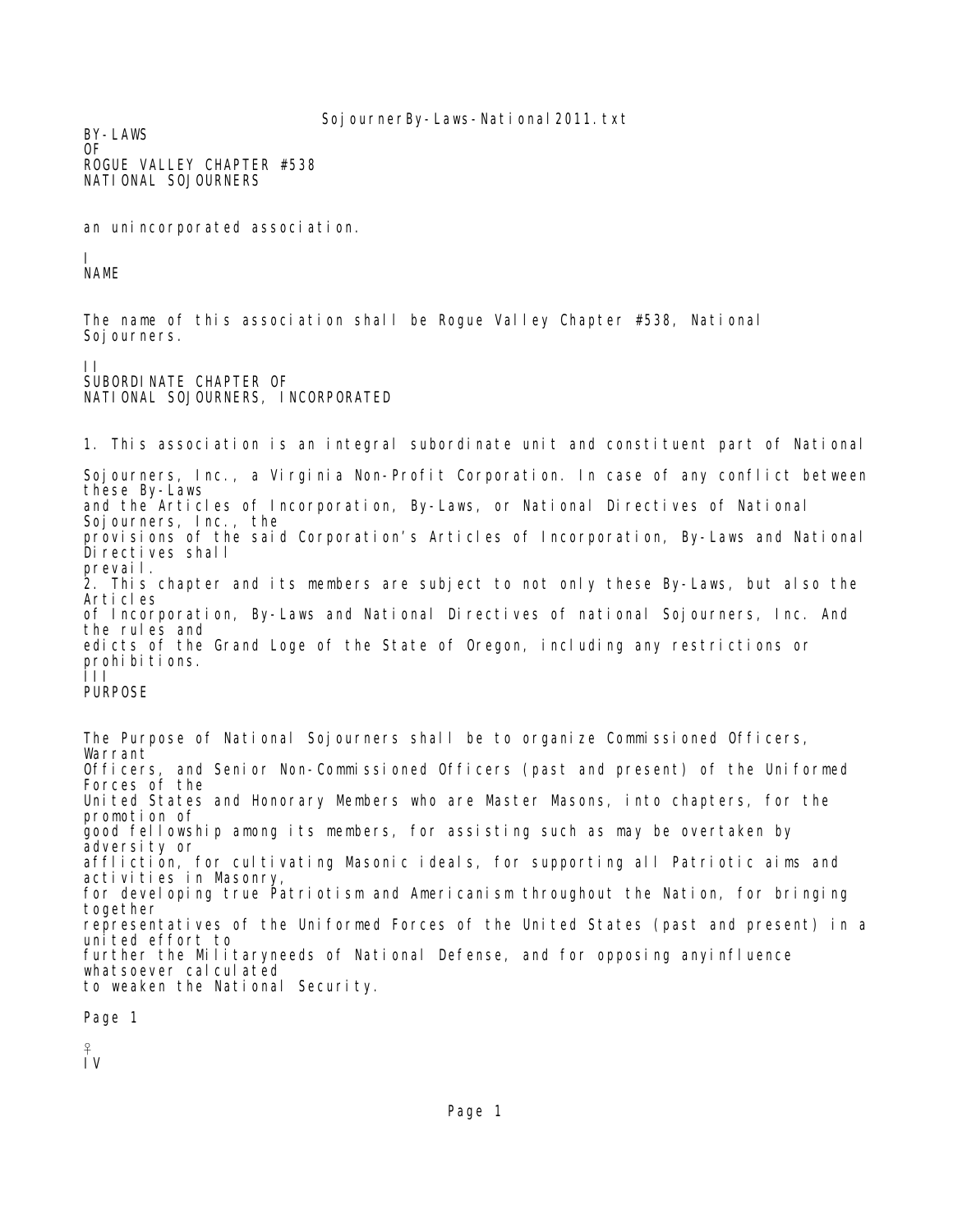BY-LAWS
OF
ROGUE VALLEY CHAPTER #538
NATIONAL SOJOURNERS

an unincorporated association.

I
NAME

The name of this association shall be Rogue Valley Chapter #538, National Sojourners.

II
SUBORDINATE CHAPTER OF
NATIONAL SOJOURNERS, INCORPORATED

1. This association is an integral subordinate unit and constituent part of National Sojourners, Inc., a Virginia Non-Profit Corporation. In case of any conflict between these By-Laws and the Articles of Incorporation, By-Laws, or National Directives of National Sojourners, Inc., the provisions of the said Corporation's Articles of Incorporation, By-Laws and National Directives shall prevail.
2. This chapter and its members are subject to not only these By-Laws, but also the Articles of Incorporation, By-Laws and National Directives of national Sojourners, Inc. And the rules and edicts of the Grand Loge of the State of Oregon, including any restrictions or prohibitions.

III
PURPOSE

The Purpose of National Sojourners shall be to organize Commissioned Officers, Warrant Officers, and Senior Non-Commissioned Officers (past and present) of the Uniformed Forces of the United States and Honorary Members who are Master Masons, into chapters, for the promotion of good fellowship among its members, for assisting such as may be overtaken by adversity or affliction, for cultivating Masonic ideals, for supporting all Patriotic aims and activities in Masonry, for developing true Patriotism and Americanism throughout the Nation, for bringing together representatives of the Uniformed Forces of the United States (past and present) in a united effort to further the Militaryneeds of National Defense, and for opposing anyinfluence whatsoever calculated to weaken the National Security.

IV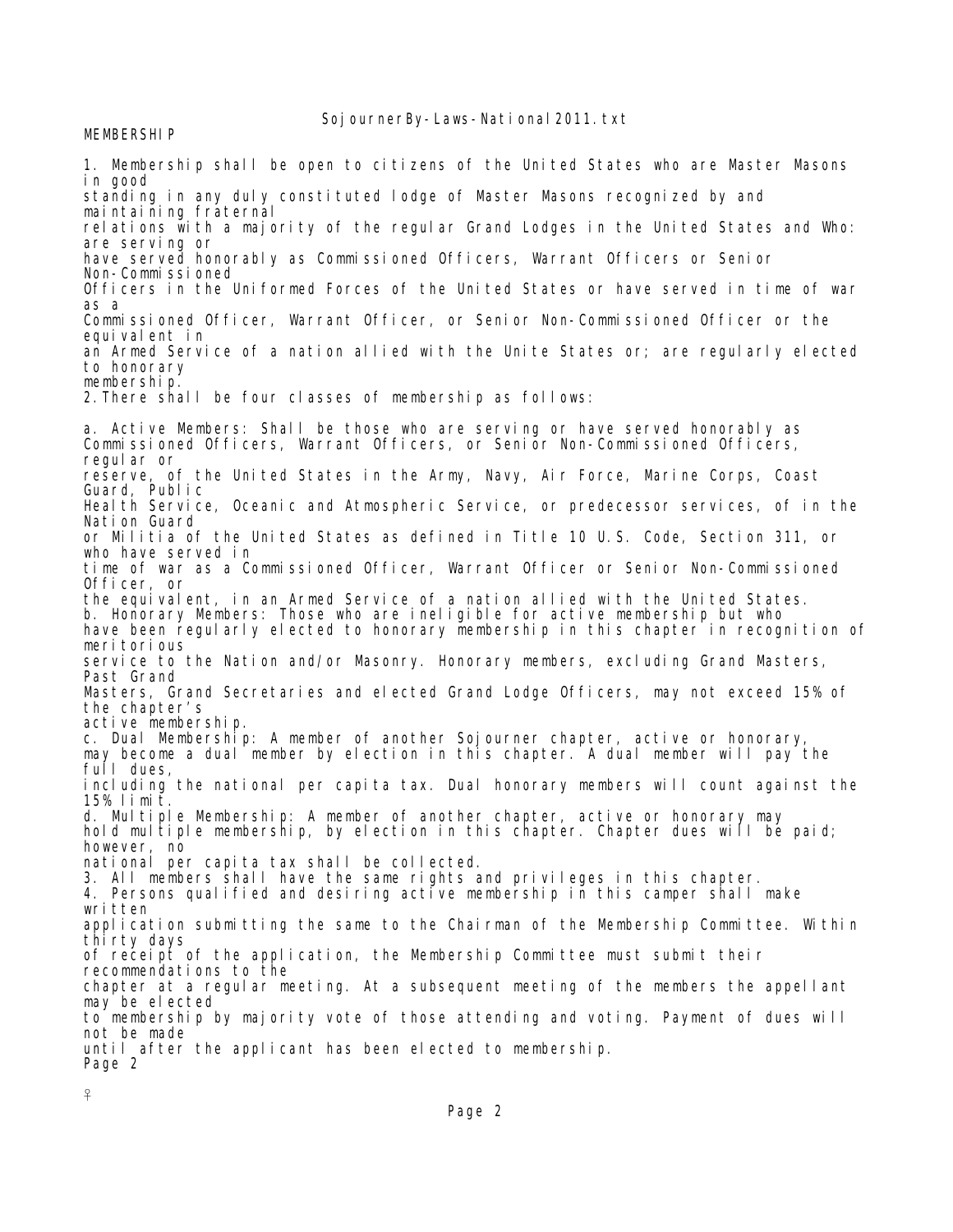## MEMBERSHIP

1. Membership shall be open to citizens of the United States who are Master Masons in good standing in any duly constituted lodge of Master Masons recognized by and maintaining fraternal relations with a majority of the regular Grand Lodges in the United States and Who: are serving or have served honorably as Commissioned Officers, Warrant Officers or Senior Non-Commissioned Officers in the Uniformed Forces of the United States or have served in time of war as a Commissioned Officer, Warrant Officer, or Senior Non-Commissioned Officer or the equivalent in an Armed Service of a nation allied with the Unite States or; are regularly elected to honorary membership.

2. There shall be four classes of membership as follows:

a. Active Members: Shall be those who are serving or have served honorably as Commissioned Officers, Warrant Officers, or Senior Non-Commissioned Officers, regular or reserve, of the United States in the Army, Navy, Air Force, Marine Corps, Coast Guard, Public Health Service, Oceanic and Atmospheric Service, or predecessor services, of in the Nation Guard or Militia of the United States as defined in Title 10 U.S. Code, Section 311, or who have served in time of war as a Commissioned Officer, Warrant Officer or Senior Non-Commissioned Officer, or the equivalent, in an Armed Service of a nation allied with the United States.

b. Honorary Members: Those who are ineligible for active membership but who have been regularly elected to honorary membership in this chapter in recognition of meritorious service to the Nation and/or Masonry. Honorary members, excluding Grand Masters, Past Grand Masters, Grand Secretaries and elected Grand Lodge Officers, may not exceed 15% of the chapter's active membership.

c. Dual Membership: A member of another Sojourner chapter, active or honorary, may become a dual member by election in this chapter. A dual member will pay the full dues, including the national per capita tax. Dual honorary members will count against the 15% limit.

d. Multiple Membership: A member of another chapter, active or honorary may hold multiple membership, by election in this chapter. Chapter dues will be paid; however, no national per capita tax shall be collected.

3. All members shall have the same rights and privileges in this chapter.

4. Persons qualified and desiring active membership in this camper shall make written application submitting the same to the Chairman of the Membership Committee. Within thirty days of receipt of the application, the Membership Committee must submit their recommendations to the chapter at a regular meeting. At a subsequent meeting of the members the appellant may be elected to membership by majority vote of those attending and voting. Payment of dues will not be made until after the applicant has been elected to membership.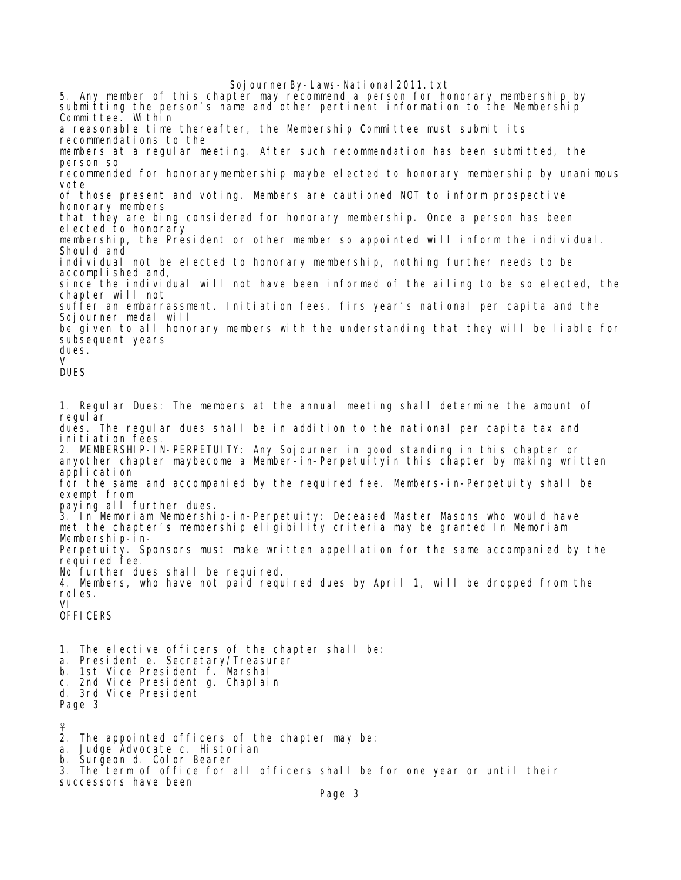5. Any member of this chapter may recommend a person for honorary membership by submitting the person's name and other pertinent information to the Membership Committee. Within a reasonable time thereafter, the Membership Committee must submit its recommendations to the members at a regular meeting. After such recommendation has been submitted, the person so recommended for honorarymembership maybe elected to honorary membership by unanimous vote of those present and voting. Members are cautioned NOT to inform prospective honorary members that they are bing considered for honorary membership. Once a person has been elected to honorary membership, the President or other member so appointed will inform the individual. Should and individual not be elected to honorary membership, nothing further needs to be accomplished and, since the individual will not have been informed of the ailing to be so elected, the chapter will not suffer an embarrassment. Initiation fees, firs year's national per capita and the Sojourner medal will be given to all honorary members with the understanding that they will be liable for subsequent years dues.

## V
## DUES

1. Regular Dues: The members at the annual meeting shall determine the amount of regular dues. The regular dues shall be in addition to the national per capita tax and initiation fees.
2. MEMBERSHIP-IN-PERPETUITY: Any Sojourner in good standing in this chapter or anyother chapter maybecome a Member-in-Perpetuityin this chapter by making written application for the same and accompanied by the required fee. Members-in-Perpetuity shall be exempt from paying all further dues.
3. In Memoriam Membership-in-Perpetuity: Deceased Master Masons who would have met the chapter's membership eligibility criteria may be granted In Memoriam Membership-in-Perpetuity. Sponsors must make written appellation for the same accompanied by the required fee. No further dues shall be required.
4. Members, who have not paid required dues by April 1, will be dropped from the roles.

## VI
## OFFICERS

1. The elective officers of the chapter shall be:
   a. President
   b. 1st Vice President
   c. 2nd Vice President
   d. 3rd Vice President
   e. Secretary/Treasurer
   f. Marshal
   g. Chaplain
2. The appointed officers of the chapter may be:
   a. Judge Advocate
   b. Surgeon
   c. Historian
   d. Color Bearer
3. The term of office for all officers shall be for one year or until their successors have been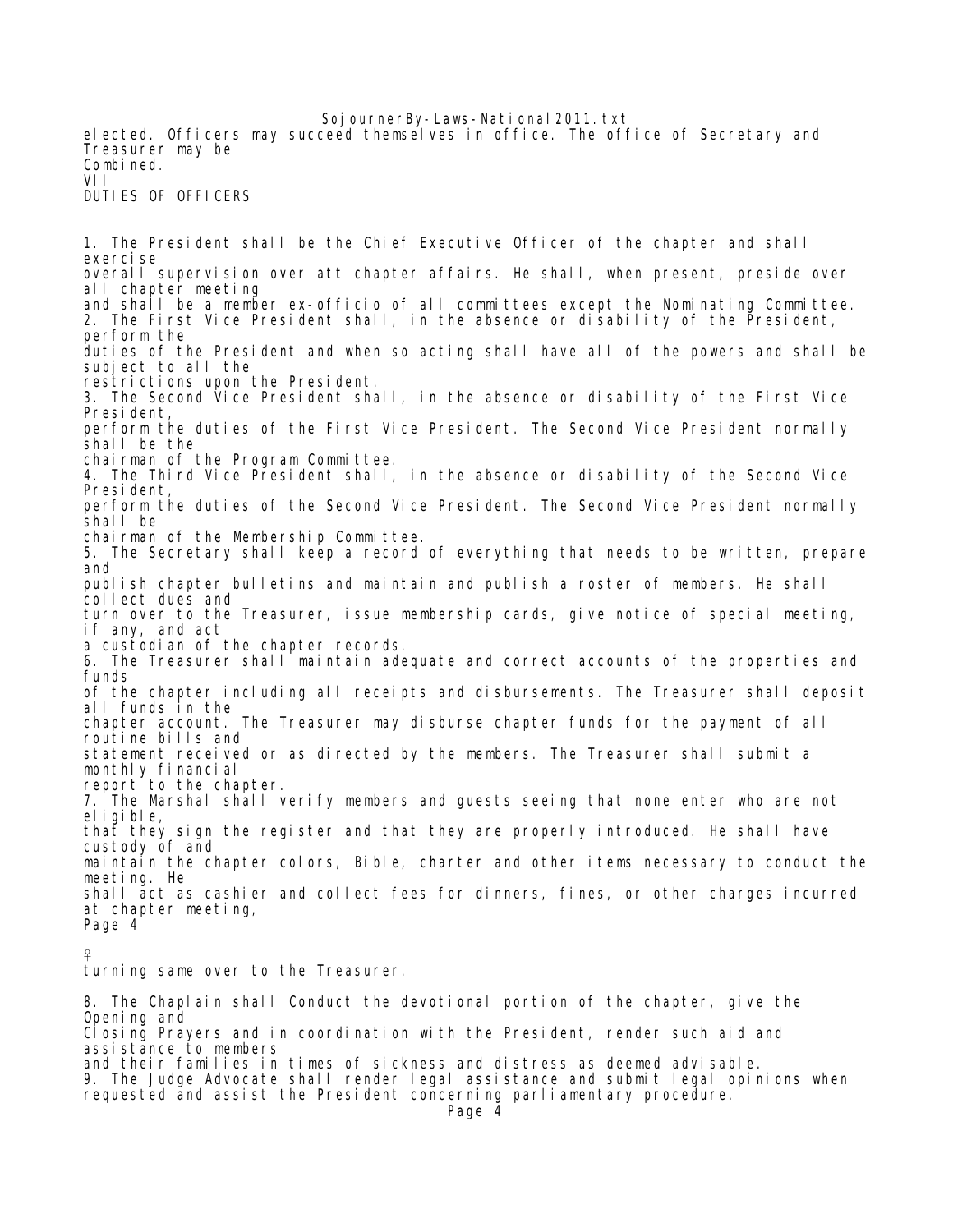elected. Officers may succeed themselves in office. The office of Secretary and Treasurer may be Combined.

## VII
## DUTIES OF OFFICERS

1. The President shall be the Chief Executive Officer of the chapter and shall exercise overall supervision over att chapter affairs. He shall, when present, preside over all chapter meeting and shall be a member ex-officio of all committees except the Nominating Committee.
2. The First Vice President shall, in the absence or disability of the President, perform the duties of the President and when so acting shall have all of the powers and shall be subject to all the restrictions upon the President.
3. The Second Vice President shall, in the absence or disability of the First Vice President, perform the duties of the First Vice President. The Second Vice President normally shall be the chairman of the Program Committee.
4. The Third Vice President shall, in the absence or disability of the Second Vice President, perform the duties of the Second Vice President. The Second Vice President normally shall be chairman of the Membership Committee.
5. The Secretary shall keep a record of everything that needs to be written, prepare and publish chapter bulletins and maintain and publish a roster of members. He shall collect dues and turn over to the Treasurer, issue membership cards, give notice of special meeting, if any, and act a custodian of the chapter records.
6. The Treasurer shall maintain adequate and correct accounts of the properties and funds of the chapter including all receipts and disbursements. The Treasurer shall deposit all funds in the chapter account. The Treasurer may disburse chapter funds for the payment of all routine bills and statement received or as directed by the members. The Treasurer shall submit a monthly financial report to the chapter.
7. The Marshal shall verify members and guests seeing that none enter who are not eligible, that they sign the register and that they are properly introduced. He shall have custody of and maintain the chapter colors, Bible, charter and other items necessary to conduct the meeting. He shall act as cashier and collect fees for dinners, fines, or other charges incurred at chapter meeting, turning same over to the Treasurer.
8. The Chaplain shall Conduct the devotional portion of the chapter, give the Opening and Closing Prayers and in coordination with the President, render such aid and assistance to members and their families in times of sickness and distress as deemed advisable.
9. The Judge Advocate shall render legal assistance and submit legal opinions when requested and assist the President concerning parliamentary procedure.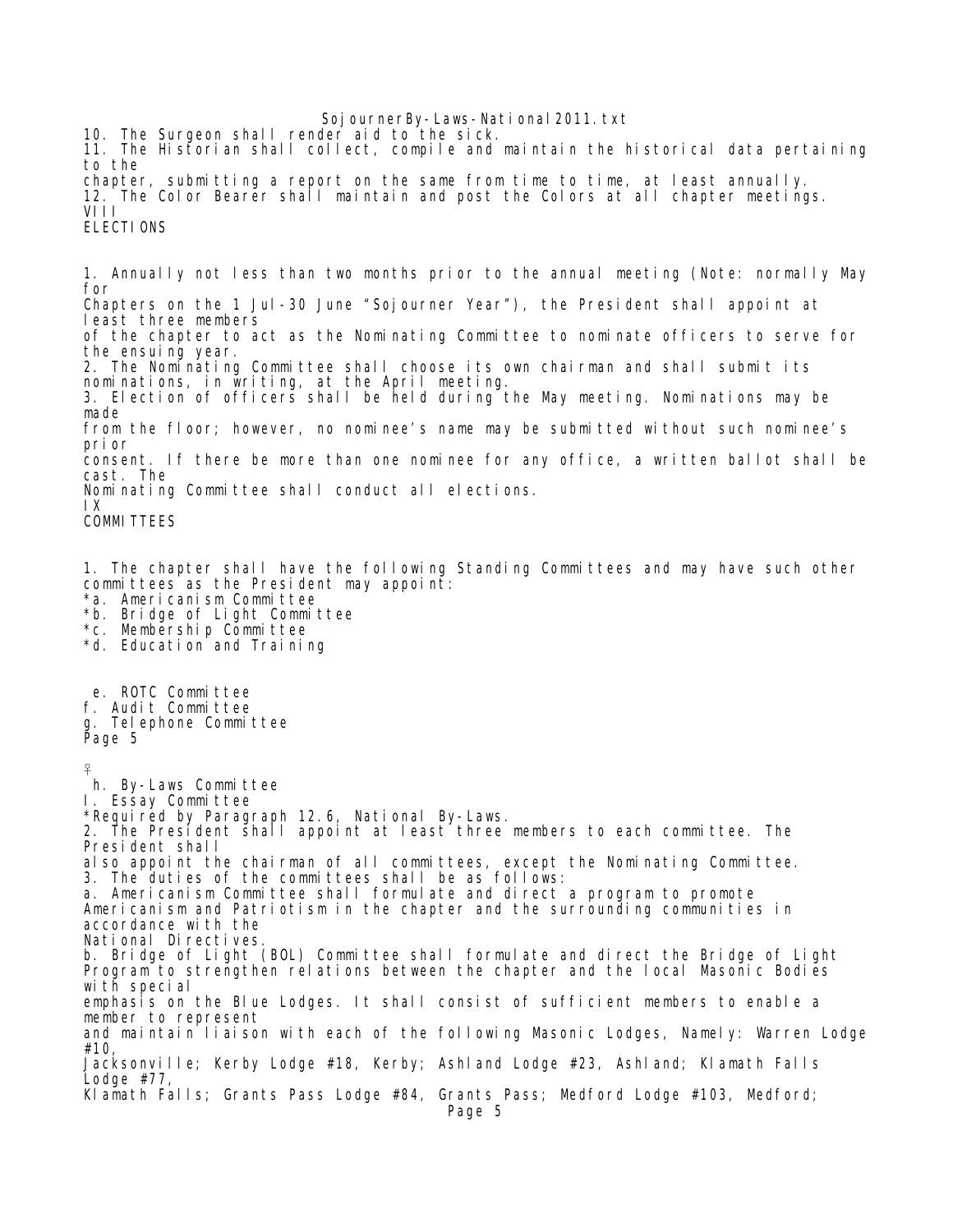10. The Surgeon shall render aid to the sick.
11. The Historian shall collect, compile and maintain the historical data pertaining to the chapter, submitting a report on the same from time to time, at least annually.
12. The Color Bearer shall maintain and post the Colors at all chapter meetings.

## VIII
## ELECTIONS

1. Annually not less than two months prior to the annual meeting (Note: normally May for Chapters on the 1 Jul-30 June "Sojourner Year"), the President shall appoint at least three members of the chapter to act as the Nominating Committee to nominate officers to serve for the ensuing year.
2. The Nominating Committee shall choose its own chairman and shall submit its nominations, in writing, at the April meeting.
3. Election of officers shall be held during the May meeting. Nominations may be made from the floor; however, no nominee's name may be submitted without such nominee's prior consent. If there be more than one nominee for any office, a written ballot shall be cast. The Nominating Committee shall conduct all elections.

## IX
## COMMITTEES

1. The chapter shall have the following Standing Committees and may have such other committees as the President may appoint:
*a. Americanism Committee
*b. Bridge of Light Committee
*c. Membership Committee
*d. Education and Training

e. ROTC Committee
f. Audit Committee
g. Telephone Committee
h. By-Laws Committee
I. Essay Committee
*Required by Paragraph 12.6, National By-Laws.

2. The President shall appoint at least three members to each committee. The President shall also appoint the chairman of all committees, except the Nominating Committee.
3. The duties of the committees shall be as follows:
a. Americanism Committee shall formulate and direct a program to promote Americanism and Patriotism in the chapter and the surrounding communities in accordance with the National Directives.
b. Bridge of Light (BOL) Committee shall formulate and direct the Bridge of Light Program to strengthen relations between the chapter and the local Masonic Bodies with special emphasis on the Blue Lodges. It shall consist of sufficient members to enable a member to represent and maintain liaison with each of the following Masonic Lodges, Namely: Warren Lodge #10, Jacksonville; Kerby Lodge #18, Kerby; Ashland Lodge #23, Ashland; Klamath Falls Lodge #77, Klamath Falls; Grants Pass Lodge #84, Grants Pass; Medford Lodge #103, Medford;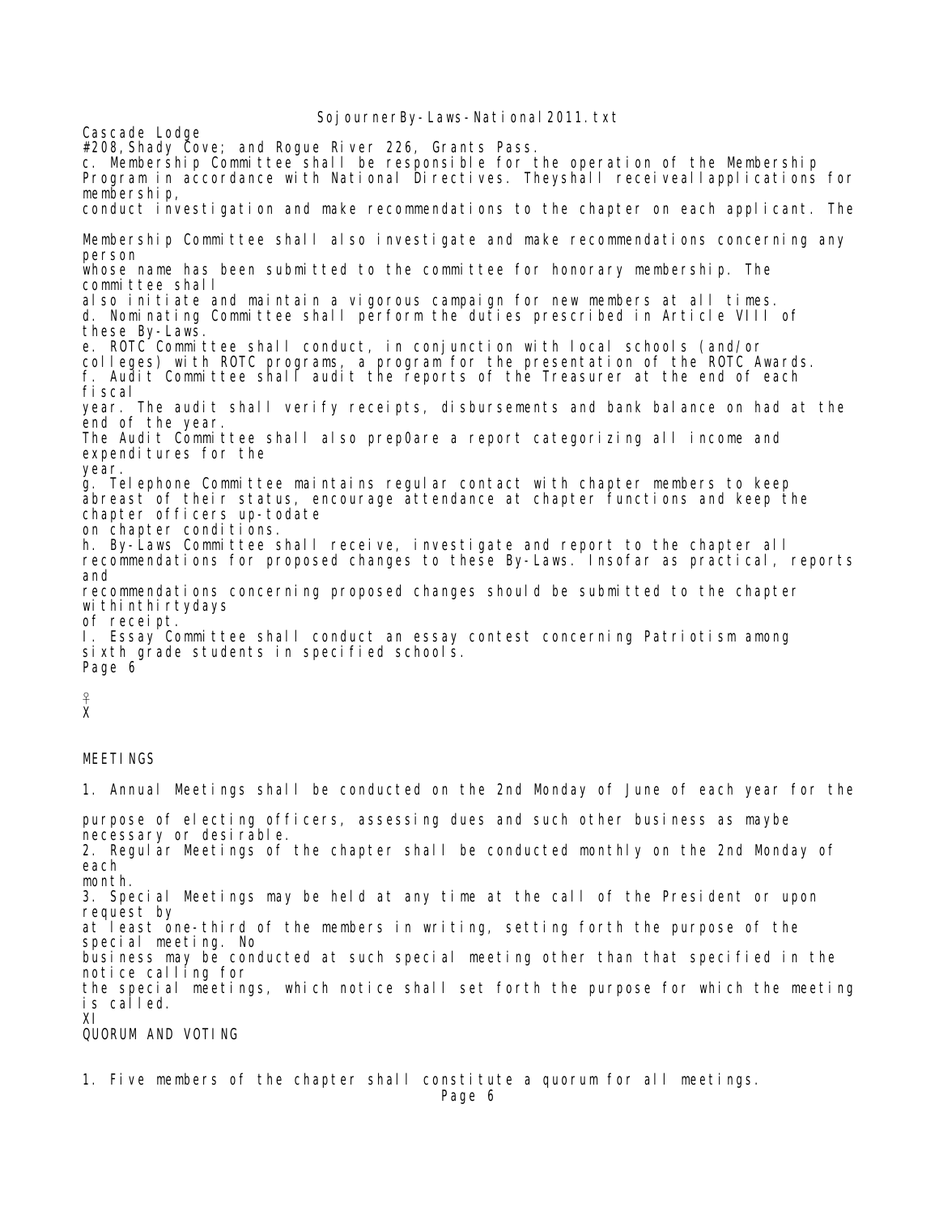Cascade Lodge #208, Shady Cove; and Rogue River 226, Grants Pass.

c. Membership Committee shall be responsible for the operation of the Membership Program in accordance with National Directives. Theyshall receiveallapplications for membership, conduct investigation and make recommendations to the chapter on each applicant. The Membership Committee shall also investigate and make recommendations concerning any person whose name has been submitted to the committee for honorary membership. The committee shall also initiate and maintain a vigorous campaign for new members at all times.

d. Nominating Committee shall perform the duties prescribed in Article VIII of these By-Laws.

e. ROTC Committee shall conduct, in conjunction with local schools (and/or colleges) with ROTC programs, a program for the presentation of the ROTC Awards.

f. Audit Committee shall audit the reports of the Treasurer at the end of each fiscal year. The audit shall verify receipts, disbursements and bank balance on had at the end of the year.
The Audit Committee shall also prep0are a report categorizing all income and expenditures for the year.

g. Telephone Committee maintains regular contact with chapter members to keep abreast of their status, encourage attendance at chapter functions and keep the chapter officers up-todate on chapter conditions.

h. By-Laws Committee shall receive, investigate and report to the chapter all recommendations for proposed changes to these By-Laws. Insofar as practical, reports and recommendations concerning proposed changes should be submitted to the chapter withinthirtydays of receipt.

I. Essay Committee shall conduct an essay contest concerning Patriotism among sixth grade students in specified schools.

X

MEETINGS

1. Annual Meetings shall be conducted on the 2nd Monday of June of each year for the purpose of electing officers, assessing dues and such other business as maybe necessary or desirable.

2. Regular Meetings of the chapter shall be conducted monthly on the 2nd Monday of each month.

3. Special Meetings may be held at any time at the call of the President or upon request by at least one-third of the members in writing, setting forth the purpose of the special meeting. No business may be conducted at such special meeting other than that specified in the notice calling for the special meetings, which notice shall set forth the purpose for which the meeting is called.

XI

QUORUM AND VOTING

1. Five members of the chapter shall constitute a quorum for all meetings.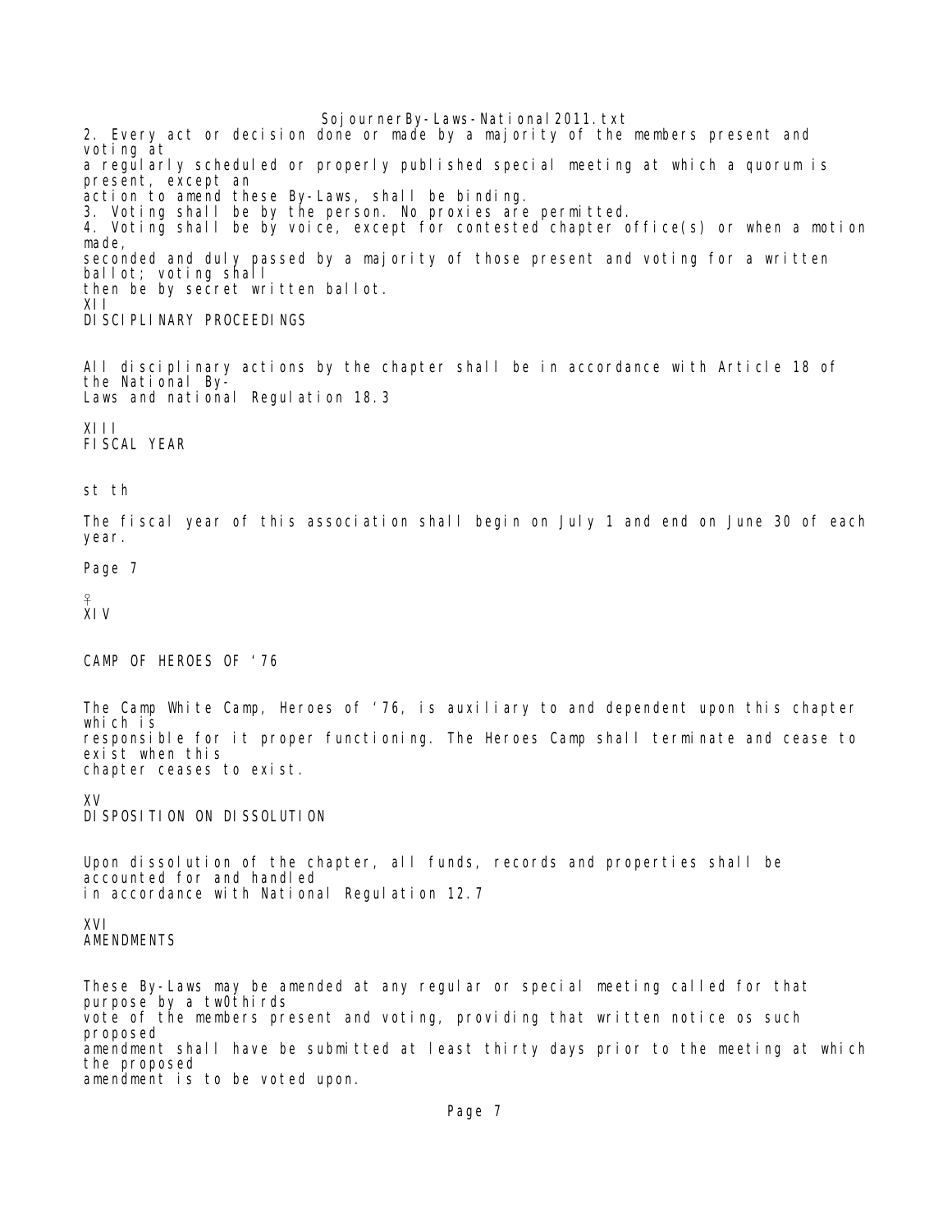2. Every act or decision done or made by a majority of the members present and voting at a regularly scheduled or properly published special meeting at which a quorum is present, except an action to amend these By-Laws, shall be binding.
3. Voting shall be by the person. No proxies are permitted.
4. Voting shall be by voice, except for contested chapter office(s) or when a motion made, seconded and duly passed by a majority of those present and voting for a written ballot; voting shall then be by secret written ballot.

## XII
## DISCIPLINARY PROCEEDINGS

All disciplinary actions by the chapter shall be in accordance with Article 18 of the National By-Laws and national Regulation 18.3

## XIII
## FISCAL YEAR

The fiscal year of this association shall begin on July 1st and end on June 30th of each year.

## XIV

## CAMP OF HEROES OF '76

The Camp White Camp, Heroes of '76, is auxiliary to and dependent upon this chapter which is responsible for it proper functioning. The Heroes Camp shall terminate and cease to exist when this chapter ceases to exist.

## XV
## DISPOSITION ON DISSOLUTION

Upon dissolution of the chapter, all funds, records and properties shall be accounted for and handled in accordance with National Regulation 12.7

## XVI
## AMENDMENTS

These By-Laws may be amended at any regular or special meeting called for that purpose by a tw0thirds vote of the members present and voting, providing that written notice os such proposed amendment shall have be submitted at least thirty days prior to the meeting at which the proposed amendment is to be voted upon.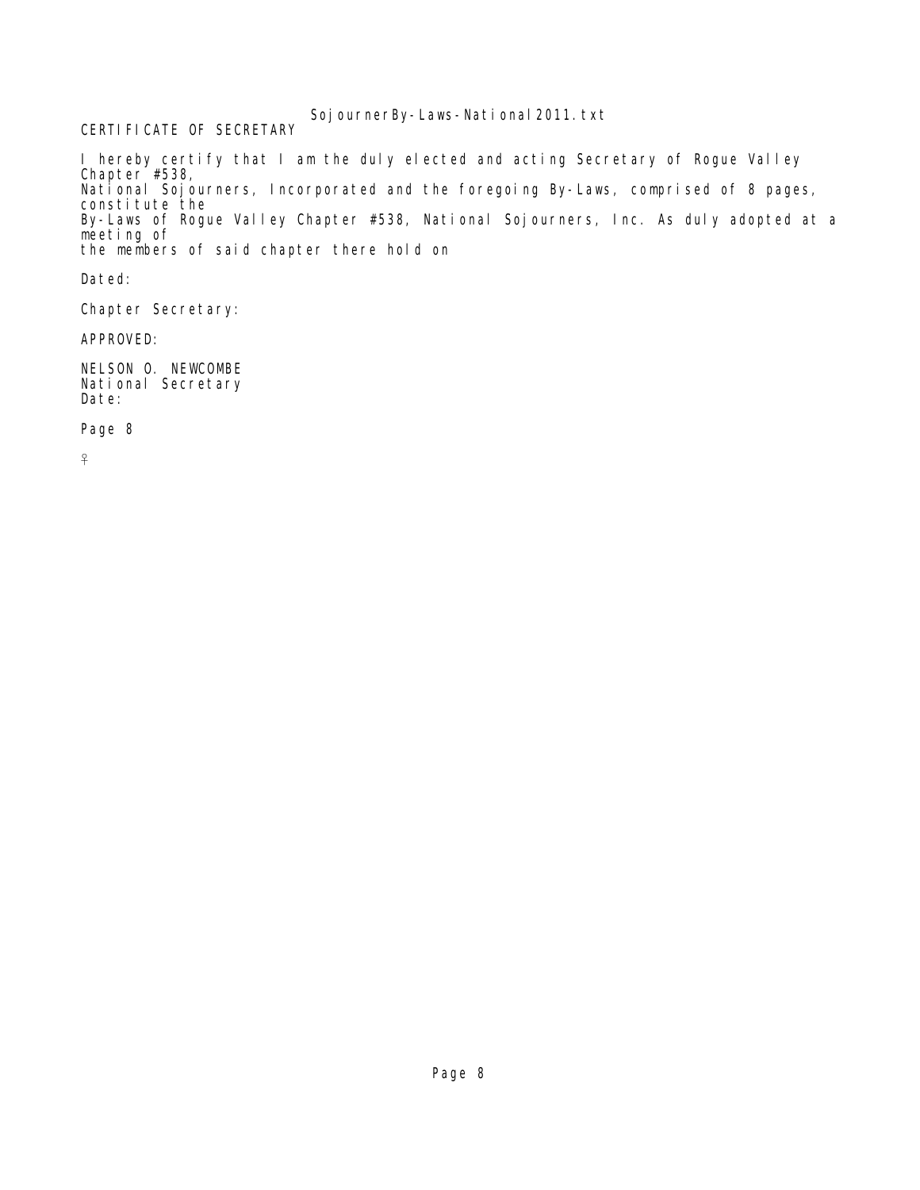## CERTIFICATE OF SECRETARY

I hereby certify that I am the duly elected and acting Secretary of Rogue Valley Chapter #538, National Sojourners, Incorporated and the foregoing By-Laws, comprised of 8 pages, constitute the By-Laws of Rogue Valley Chapter #538, National Sojourners, Inc. As duly adopted at a meeting of the members of said chapter there hold on

Dated:

Chapter Secretary:

APPROVED:

NELSON O. NEWCOMBE
National Secretary
Date:

Page 8

♀